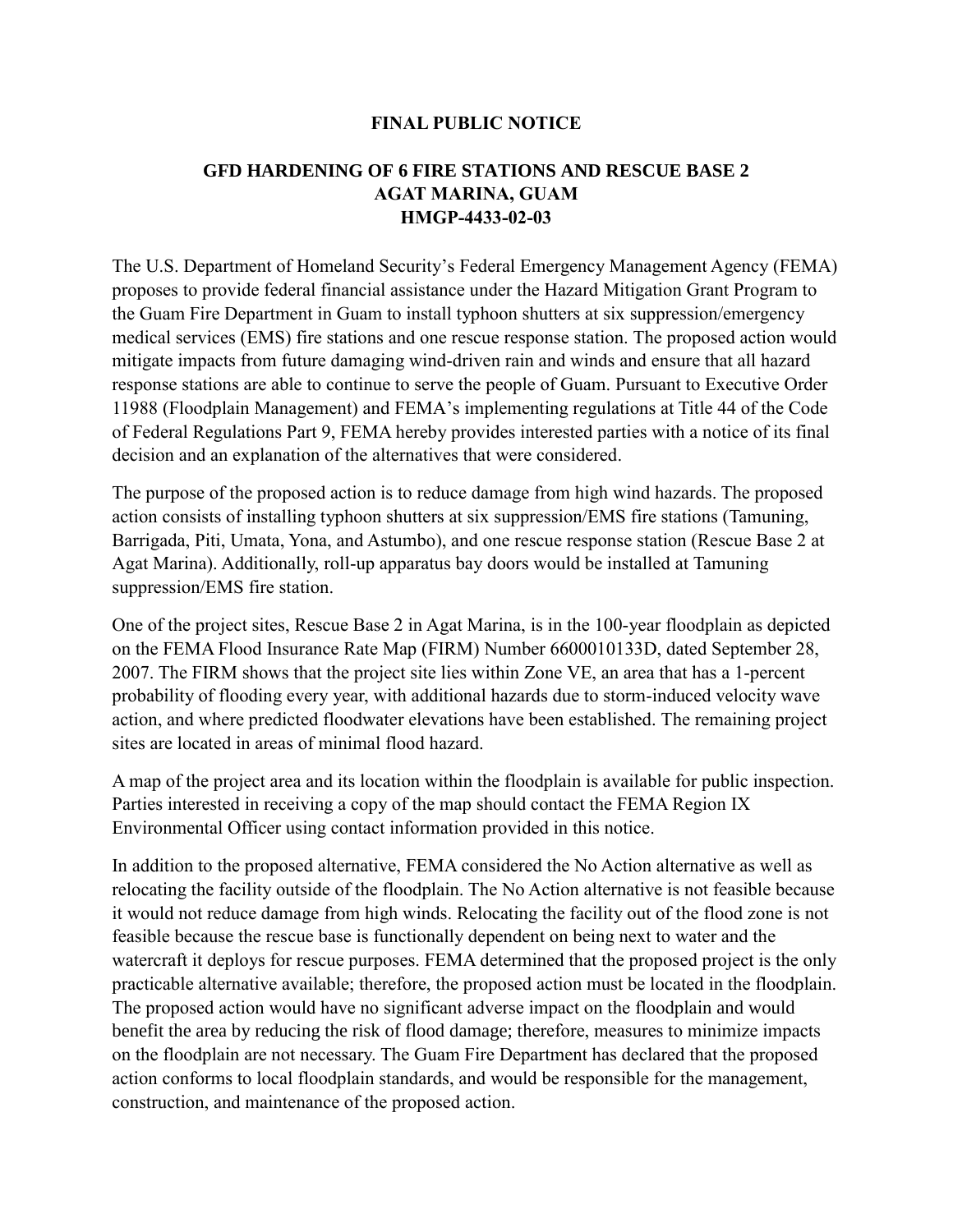# FINAL PUBLIC NOTICE

## GFD HARDENING OF 6 FIRE STATIONS AND RESCUE BASE 2
## AGAT MARINA, GUAM
## HMGP-4433-02-03

The U.S. Department of Homeland Security's Federal Emergency Management Agency (FEMA) proposes to provide federal financial assistance under the Hazard Mitigation Grant Program to the Guam Fire Department in Guam to install typhoon shutters at six suppression/emergency medical services (EMS) fire stations and one rescue response station. The proposed action would mitigate impacts from future damaging wind-driven rain and winds and ensure that all hazard response stations are able to continue to serve the people of Guam. Pursuant to Executive Order 11988 (Floodplain Management) and FEMA's implementing regulations at Title 44 of the Code of Federal Regulations Part 9, FEMA hereby provides interested parties with a notice of its final decision and an explanation of the alternatives that were considered.

The purpose of the proposed action is to reduce damage from high wind hazards. The proposed action consists of installing typhoon shutters at six suppression/EMS fire stations (Tamuning, Barrigada, Piti, Umata, Yona, and Astumbo), and one rescue response station (Rescue Base 2 at Agat Marina). Additionally, roll-up apparatus bay doors would be installed at Tamuning suppression/EMS fire station.

One of the project sites, Rescue Base 2 in Agat Marina, is in the 100-year floodplain as depicted on the FEMA Flood Insurance Rate Map (FIRM) Number 6600010133D, dated September 28, 2007. The FIRM shows that the project site lies within Zone VE, an area that has a 1-percent probability of flooding every year, with additional hazards due to storm-induced velocity wave action, and where predicted floodwater elevations have been established. The remaining project sites are located in areas of minimal flood hazard.

A map of the project area and its location within the floodplain is available for public inspection. Parties interested in receiving a copy of the map should contact the FEMA Region IX Environmental Officer using contact information provided in this notice.

In addition to the proposed alternative, FEMA considered the No Action alternative as well as relocating the facility outside of the floodplain. The No Action alternative is not feasible because it would not reduce damage from high winds. Relocating the facility out of the flood zone is not feasible because the rescue base is functionally dependent on being next to water and the watercraft it deploys for rescue purposes. FEMA determined that the proposed project is the only practicable alternative available; therefore, the proposed action must be located in the floodplain. The proposed action would have no significant adverse impact on the floodplain and would benefit the area by reducing the risk of flood damage; therefore, measures to minimize impacts on the floodplain are not necessary. The Guam Fire Department has declared that the proposed action conforms to local floodplain standards, and would be responsible for the management, construction, and maintenance of the proposed action.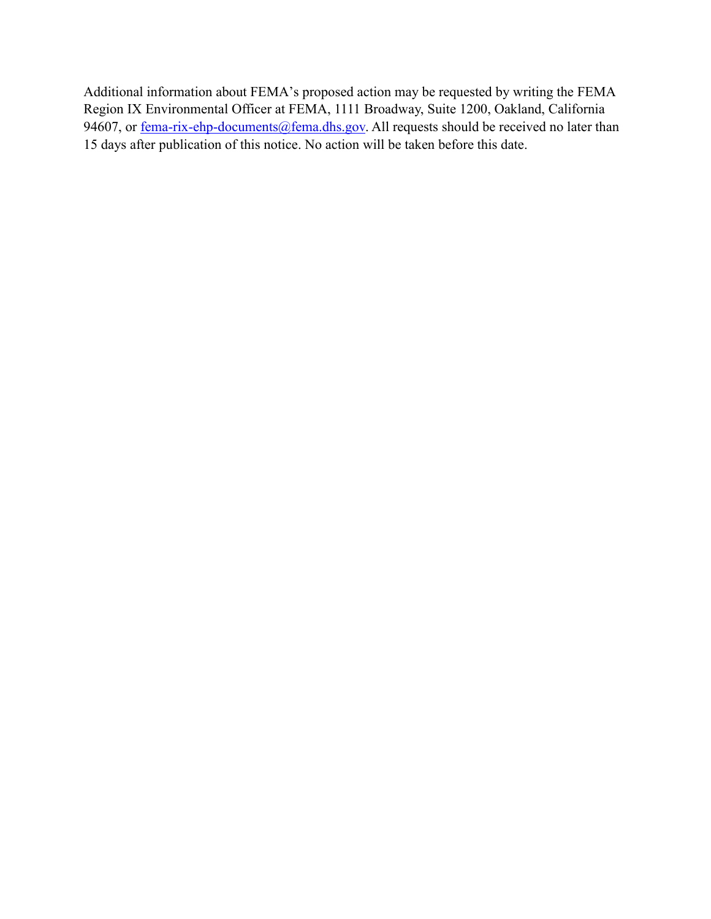Additional information about FEMA's proposed action may be requested by writing the FEMA Region IX Environmental Officer at FEMA, 1111 Broadway, Suite 1200, Oakland, California 94607, or fema-rix-ehp-documents@fema.dhs.gov. All requests should be received no later than 15 days after publication of this notice. No action will be taken before this date.